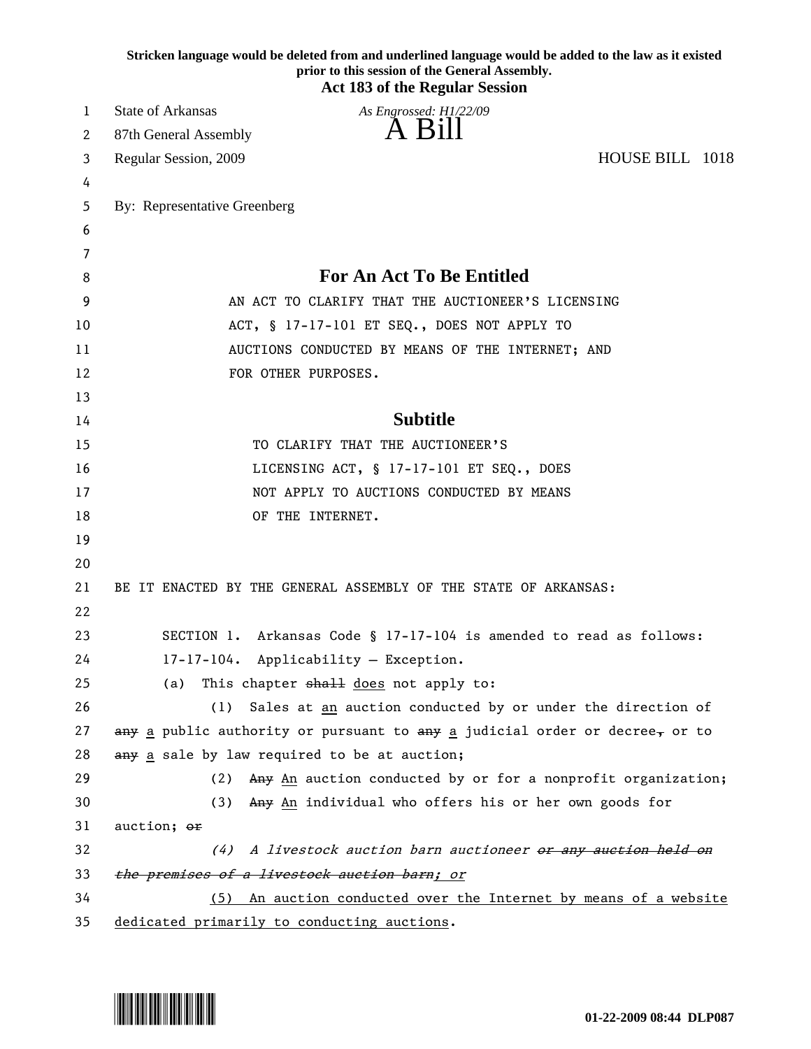Stricken language would be deleted from and underlined language would be added to the law as it existed prior to this session of the General Assembly.

**Act 183 of the Regular Session**

State of Arkansas
87th General Assembly
Regular Session, 2009

*As Engrossed: H1/22/09*

# A Bill

HOUSE BILL 1018

By: Representative Greenberg

## For An Act To Be Entitled

AN ACT TO CLARIFY THAT THE AUCTIONEER'S LICENSING ACT, § 17-17-101 ET SEQ., DOES NOT APPLY TO AUCTIONS CONDUCTED BY MEANS OF THE INTERNET; AND FOR OTHER PURPOSES.

## Subtitle

TO CLARIFY THAT THE AUCTIONEER'S LICENSING ACT, § 17-17-101 ET SEQ., DOES NOT APPLY TO AUCTIONS CONDUCTED BY MEANS OF THE INTERNET.

BE IT ENACTED BY THE GENERAL ASSEMBLY OF THE STATE OF ARKANSAS:

SECTION 1. Arkansas Code § 17-17-104 is amended to read as follows:

17-17-104. Applicability — Exception.

(a) This chapter ~~shall~~ <u>does</u> not apply to:

(1) Sales at <u>an</u> auction conducted by or under the direction of ~~any~~ <u>a</u> public authority or pursuant to ~~any~~ <u>a</u> judicial order or decree~~,~~ or to ~~any~~ <u>a</u> sale by law required to be at auction;

(2) ~~Any~~ <u>An</u> auction conducted by or for a nonprofit organization;

(3) ~~Any~~ <u>An</u> individual who offers his or her own goods for auction; ~~or~~

*(4) A livestock auction barn auctioneer ~~or any auction held on the premises of a livestock auction barn~~; or*

<u>(5) An auction conducted over the Internet by means of a website dedicated primarily to conducting auctions</u>.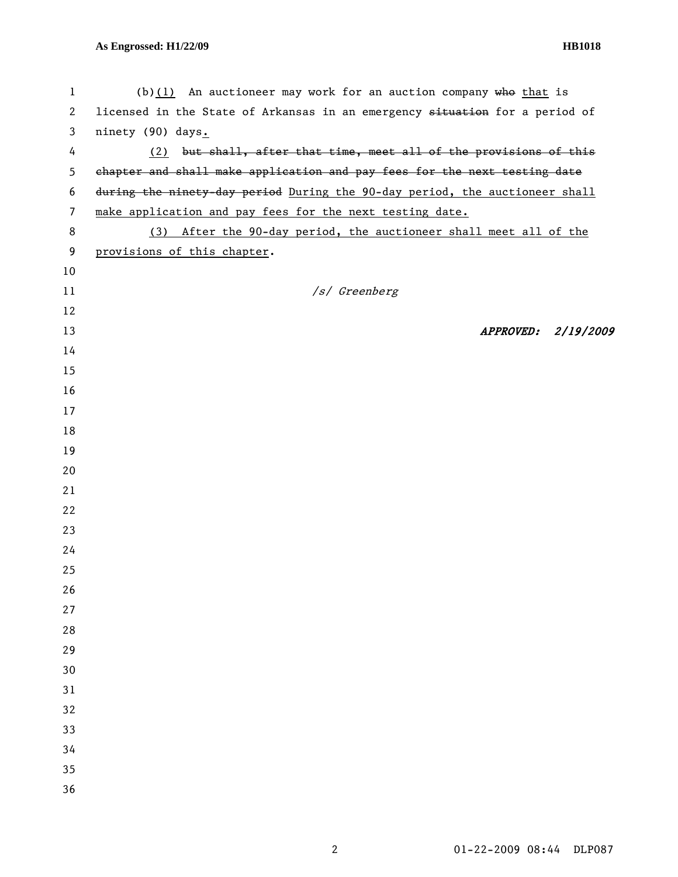(b)<u>(1)</u> An auctioneer may work for an auction company ~~who~~ <u>that</u> is licensed in the State of Arkansas in an emergency ~~situation~~ for a period of ninety (90) days<u>.</u>

<u>(2)</u> ~~but shall, after that time, meet all of the provisions of this chapter and shall make application and pay fees for the next testing date during the ninety-day period~~ <u>During the 90-day period, the auctioneer shall make application and pay fees for the next testing date.</u>

<u>(3) After the 90-day period, the auctioneer shall meet all of the provisions of this chapter</u>.

*/s/ Greenberg*

***APPROVED: 2/19/2009***